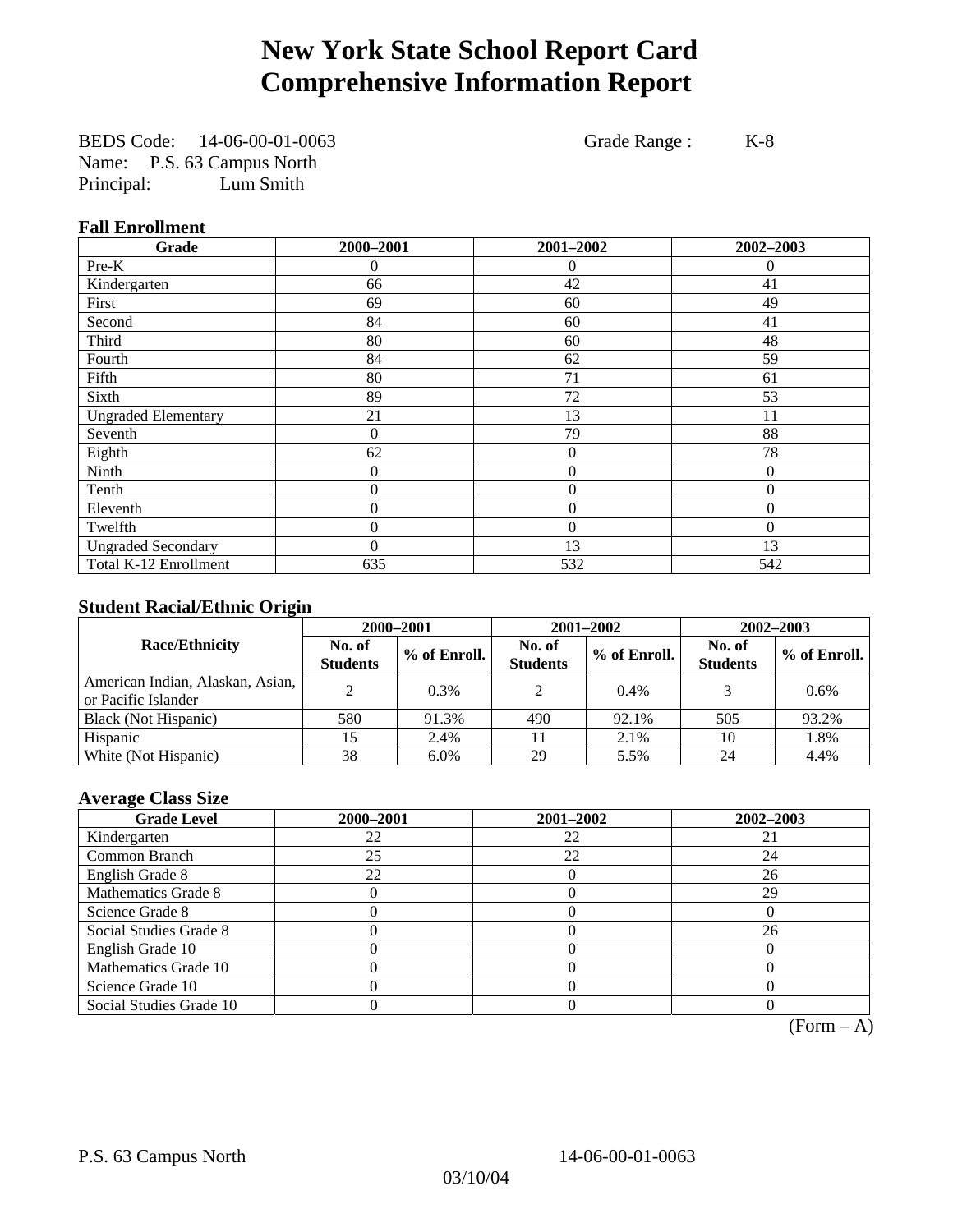# New York State School Report Card
# Comprehensive Information Report

BEDS Code: 14-06-00-01-0063 Grade Range : K-8
Name: P.S. 63 Campus North
Principal: Lum Smith

### Fall Enrollment

| Grade | 2000–2001 | 2001–2002 | 2002–2003 |
|---|---|---|---|
| Pre-K | 0 | 0 | 0 |
| Kindergarten | 66 | 42 | 41 |
| First | 69 | 60 | 49 |
| Second | 84 | 60 | 41 |
| Third | 80 | 60 | 48 |
| Fourth | 84 | 62 | 59 |
| Fifth | 80 | 71 | 61 |
| Sixth | 89 | 72 | 53 |
| Ungraded Elementary | 21 | 13 | 11 |
| Seventh | 0 | 79 | 88 |
| Eighth | 62 | 0 | 78 |
| Ninth | 0 | 0 | 0 |
| Tenth | 0 | 0 | 0 |
| Eleventh | 0 | 0 | 0 |
| Twelfth | 0 | 0 | 0 |
| Ungraded Secondary | 0 | 13 | 13 |
| Total K-12 Enrollment | 635 | 532 | 542 |

### Student Racial/Ethnic Origin

| Race/Ethnicity | 2000–2001 | | 2001–2002 | | 2002–2003 | |
|---|---|---|---|---|---|---|
| | No. of Students | % of Enroll. | No. of Students | % of Enroll. | No. of Students | % of Enroll. |
| American Indian, Alaskan, Asian, or Pacific Islander | 2 | 0.3% | 2 | 0.4% | 3 | 0.6% |
| Black (Not Hispanic) | 580 | 91.3% | 490 | 92.1% | 505 | 93.2% |
| Hispanic | 15 | 2.4% | 11 | 2.1% | 10 | 1.8% |
| White (Not Hispanic) | 38 | 6.0% | 29 | 5.5% | 24 | 4.4% |

### Average Class Size

| Grade Level | 2000–2001 | 2001–2002 | 2002–2003 |
|---|---|---|---|
| Kindergarten | 22 | 22 | 21 |
| Common Branch | 25 | 22 | 24 |
| English Grade 8 | 22 | 0 | 26 |
| Mathematics Grade 8 | 0 | 0 | 29 |
| Science Grade 8 | 0 | 0 | 0 |
| Social Studies Grade 8 | 0 | 0 | 26 |
| English Grade 10 | 0 | 0 | 0 |
| Mathematics Grade 10 | 0 | 0 | 0 |
| Science Grade 10 | 0 | 0 | 0 |
| Social Studies Grade 10 | 0 | 0 | 0 |

(Form – A)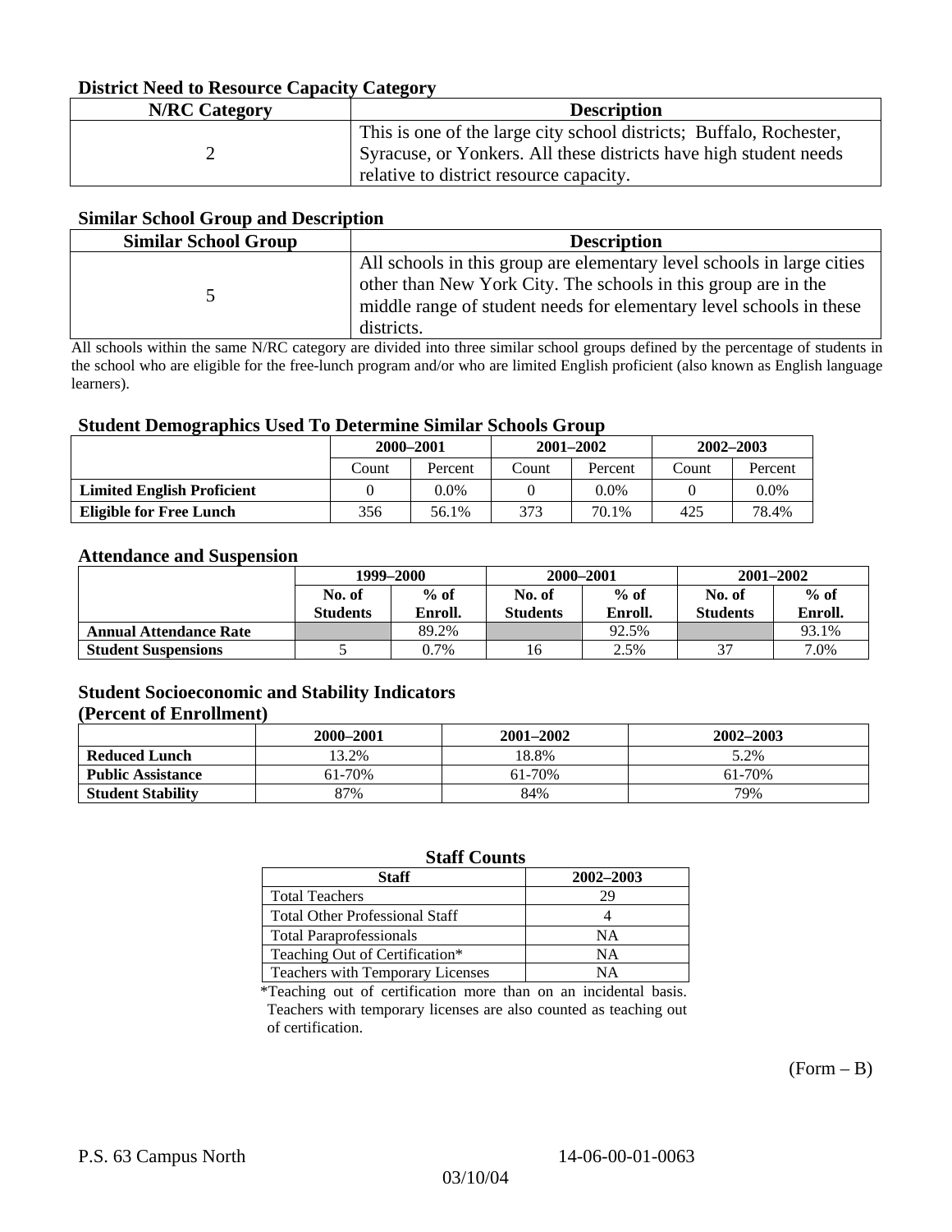### District Need to Resource Capacity Category

| N/RC Category | Description |
|---|---|
| 2 | This is one of the large city school districts; Buffalo, Rochester, Syracuse, or Yonkers. All these districts have high student needs relative to district resource capacity. |

### Similar School Group and Description

| Similar School Group | Description |
|---|---|
| 5 | All schools in this group are elementary level schools in large cities other than New York City. The schools in this group are in the middle range of student needs for elementary level schools in these districts. |

All schools within the same N/RC category are divided into three similar school groups defined by the percentage of students in the school who are eligible for the free-lunch program and/or who are limited English proficient (also known as English language learners).

### Student Demographics Used To Determine Similar Schools Group

| | 2000–2001 | | 2001–2002 | | 2002–2003 | |
|---|---|---|---|---|---|---|
| | Count | Percent | Count | Percent | Count | Percent |
| **Limited English Proficient** | 0 | 0.0% | 0 | 0.0% | 0 | 0.0% |
| **Eligible for Free Lunch** | 356 | 56.1% | 373 | 70.1% | 425 | 78.4% |

### Attendance and Suspension

| | 1999–2000 | | 2000–2001 | | 2001–2002 | |
|---|---|---|---|---|---|---|
| | No. of Students | % of Enroll. | No. of Students | % of Enroll. | No. of Students | % of Enroll. |
| **Annual Attendance Rate** | | 89.2% | | 92.5% | | 93.1% |
| **Student Suspensions** | 5 | 0.7% | 16 | 2.5% | 37 | 7.0% |

### Student Socioeconomic and Stability Indicators (Percent of Enrollment)

| | 2000–2001 | 2001–2002 | 2002–2003 |
|---|---|---|---|
| **Reduced Lunch** | 13.2% | 18.8% | 5.2% |
| **Public Assistance** | 61-70% | 61-70% | 61-70% |
| **Student Stability** | 87% | 84% | 79% |

### Staff Counts

| Staff | 2002–2003 |
|---|---|
| Total Teachers | 29 |
| Total Other Professional Staff | 4 |
| Total Paraprofessionals | NA |
| Teaching Out of Certification* | NA |
| Teachers with Temporary Licenses | NA |

*Teaching out of certification more than on an incidental basis. Teachers with temporary licenses are also counted as teaching out of certification.

(Form – B)

P.S. 63 Campus North 14-06-00-01-0063

03/10/04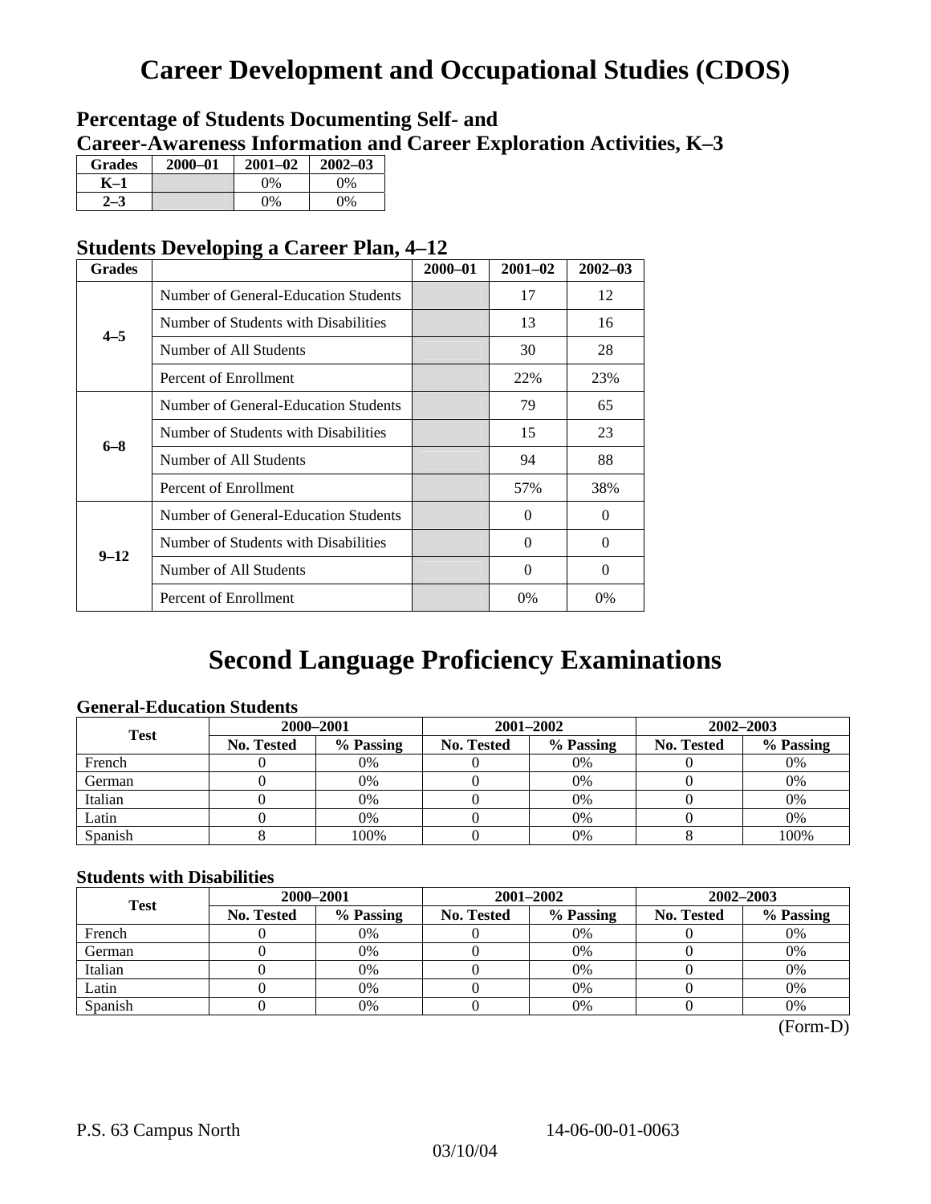# Career Development and Occupational Studies (CDOS)

## Percentage of Students Documenting Self- and Career-Awareness Information and Career Exploration Activities, K–3

| Grades | 2000–01 | 2001–02 | 2002–03 |
|---|---|---|---|
| K–1 | | 0% | 0% |
| 2–3 | | 0% | 0% |

## Students Developing a Career Plan, 4–12

| Grades | | 2000–01 | 2001–02 | 2002–03 |
|---|---|---|---|---|
| 4–5 | Number of General-Education Students | | 17 | 12 |
| | Number of Students with Disabilities | | 13 | 16 |
| | Number of All Students | | 30 | 28 |
| | Percent of Enrollment | | 22% | 23% |
| 6–8 | Number of General-Education Students | | 79 | 65 |
| | Number of Students with Disabilities | | 15 | 23 |
| | Number of All Students | | 94 | 88 |
| | Percent of Enrollment | | 57% | 38% |
| 9–12 | Number of General-Education Students | | 0 | 0 |
| | Number of Students with Disabilities | | 0 | 0 |
| | Number of All Students | | 0 | 0 |
| | Percent of Enrollment | | 0% | 0% |

# Second Language Proficiency Examinations

### General-Education Students

| Test | 2000–2001 | | 2001–2002 | | 2002–2003 | |
|---|---|---|---|---|---|---|
| | No. Tested | % Passing | No. Tested | % Passing | No. Tested | % Passing |
| French | 0 | 0% | 0 | 0% | 0 | 0% |
| German | 0 | 0% | 0 | 0% | 0 | 0% |
| Italian | 0 | 0% | 0 | 0% | 0 | 0% |
| Latin | 0 | 0% | 0 | 0% | 0 | 0% |
| Spanish | 8 | 100% | 0 | 0% | 8 | 100% |

### Students with Disabilities

| Test | 2000–2001 | | 2001–2002 | | 2002–2003 | |
|---|---|---|---|---|---|---|
| | No. Tested | % Passing | No. Tested | % Passing | No. Tested | % Passing |
| French | 0 | 0% | 0 | 0% | 0 | 0% |
| German | 0 | 0% | 0 | 0% | 0 | 0% |
| Italian | 0 | 0% | 0 | 0% | 0 | 0% |
| Latin | 0 | 0% | 0 | 0% | 0 | 0% |
| Spanish | 0 | 0% | 0 | 0% | 0 | 0% |

(Form-D)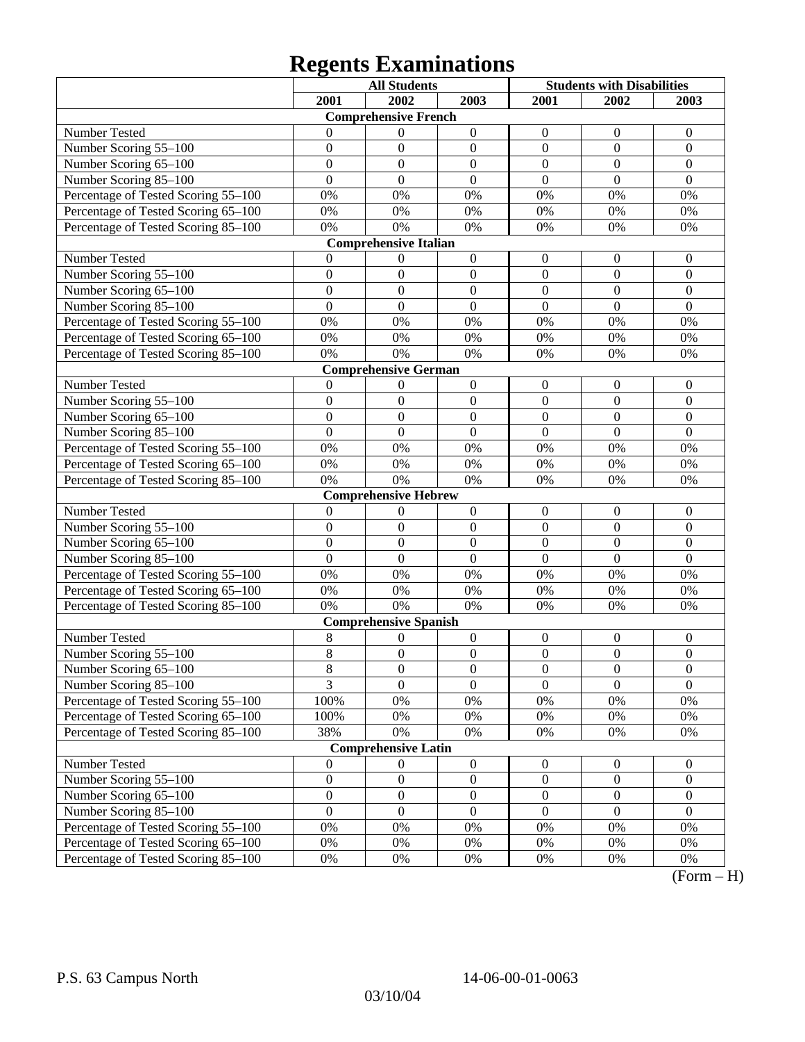# Regents Examinations

| | All Students | | | Students with Disabilities | | |
|---|---|---|---|---|---|---|
| | 2001 | 2002 | 2003 | 2001 | 2002 | 2003 |
| **Comprehensive French** | | | | | | |
| Number Tested | 0 | 0 | 0 | 0 | 0 | 0 |
| Number Scoring 55–100 | 0 | 0 | 0 | 0 | 0 | 0 |
| Number Scoring 65–100 | 0 | 0 | 0 | 0 | 0 | 0 |
| Number Scoring 85–100 | 0 | 0 | 0 | 0 | 0 | 0 |
| Percentage of Tested Scoring 55–100 | 0% | 0% | 0% | 0% | 0% | 0% |
| Percentage of Tested Scoring 65–100 | 0% | 0% | 0% | 0% | 0% | 0% |
| Percentage of Tested Scoring 85–100 | 0% | 0% | 0% | 0% | 0% | 0% |
| **Comprehensive Italian** | | | | | | |
| Number Tested | 0 | 0 | 0 | 0 | 0 | 0 |
| Number Scoring 55–100 | 0 | 0 | 0 | 0 | 0 | 0 |
| Number Scoring 65–100 | 0 | 0 | 0 | 0 | 0 | 0 |
| Number Scoring 85–100 | 0 | 0 | 0 | 0 | 0 | 0 |
| Percentage of Tested Scoring 55–100 | 0% | 0% | 0% | 0% | 0% | 0% |
| Percentage of Tested Scoring 65–100 | 0% | 0% | 0% | 0% | 0% | 0% |
| Percentage of Tested Scoring 85–100 | 0% | 0% | 0% | 0% | 0% | 0% |
| **Comprehensive German** | | | | | | |
| Number Tested | 0 | 0 | 0 | 0 | 0 | 0 |
| Number Scoring 55–100 | 0 | 0 | 0 | 0 | 0 | 0 |
| Number Scoring 65–100 | 0 | 0 | 0 | 0 | 0 | 0 |
| Number Scoring 85–100 | 0 | 0 | 0 | 0 | 0 | 0 |
| Percentage of Tested Scoring 55–100 | 0% | 0% | 0% | 0% | 0% | 0% |
| Percentage of Tested Scoring 65–100 | 0% | 0% | 0% | 0% | 0% | 0% |
| Percentage of Tested Scoring 85–100 | 0% | 0% | 0% | 0% | 0% | 0% |
| **Comprehensive Hebrew** | | | | | | |
| Number Tested | 0 | 0 | 0 | 0 | 0 | 0 |
| Number Scoring 55–100 | 0 | 0 | 0 | 0 | 0 | 0 |
| Number Scoring 65–100 | 0 | 0 | 0 | 0 | 0 | 0 |
| Number Scoring 85–100 | 0 | 0 | 0 | 0 | 0 | 0 |
| Percentage of Tested Scoring 55–100 | 0% | 0% | 0% | 0% | 0% | 0% |
| Percentage of Tested Scoring 65–100 | 0% | 0% | 0% | 0% | 0% | 0% |
| Percentage of Tested Scoring 85–100 | 0% | 0% | 0% | 0% | 0% | 0% |
| **Comprehensive Spanish** | | | | | | |
| Number Tested | 8 | 0 | 0 | 0 | 0 | 0 |
| Number Scoring 55–100 | 8 | 0 | 0 | 0 | 0 | 0 |
| Number Scoring 65–100 | 8 | 0 | 0 | 0 | 0 | 0 |
| Number Scoring 85–100 | 3 | 0 | 0 | 0 | 0 | 0 |
| Percentage of Tested Scoring 55–100 | 100% | 0% | 0% | 0% | 0% | 0% |
| Percentage of Tested Scoring 65–100 | 100% | 0% | 0% | 0% | 0% | 0% |
| Percentage of Tested Scoring 85–100 | 38% | 0% | 0% | 0% | 0% | 0% |
| **Comprehensive Latin** | | | | | | |
| Number Tested | 0 | 0 | 0 | 0 | 0 | 0 |
| Number Scoring 55–100 | 0 | 0 | 0 | 0 | 0 | 0 |
| Number Scoring 65–100 | 0 | 0 | 0 | 0 | 0 | 0 |
| Number Scoring 85–100 | 0 | 0 | 0 | 0 | 0 | 0 |
| Percentage of Tested Scoring 55–100 | 0% | 0% | 0% | 0% | 0% | 0% |
| Percentage of Tested Scoring 65–100 | 0% | 0% | 0% | 0% | 0% | 0% |
| Percentage of Tested Scoring 85–100 | 0% | 0% | 0% | 0% | 0% | 0% |

(Form – H)

P.S. 63 Campus North 14-06-00-01-0063

03/10/04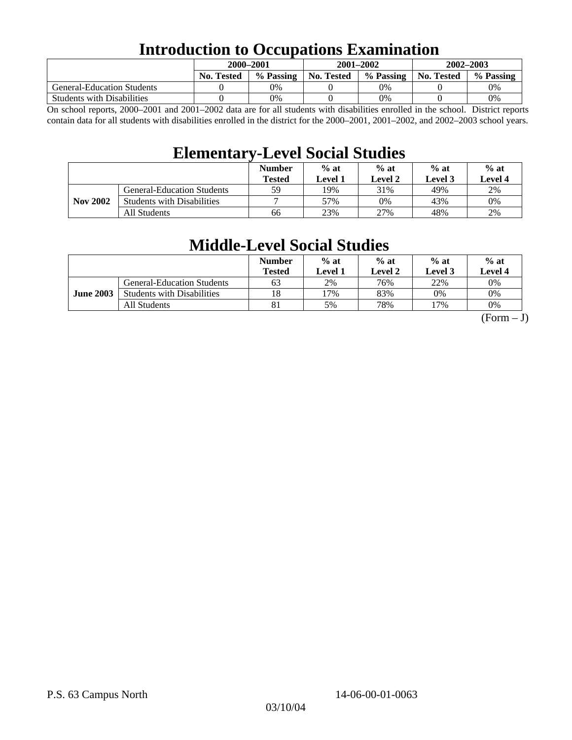# Introduction to Occupations Examination

| | 2000–2001 | | 2001–2002 | | 2002–2003 | |
|---|---|---|---|---|---|---|
| | No. Tested | % Passing | No. Tested | % Passing | No. Tested | % Passing |
| General-Education Students | 0 | 0% | 0 | 0% | 0 | 0% |
| Students with Disabilities | 0 | 0% | 0 | 0% | 0 | 0% |

On school reports, 2000–2001 and 2001–2002 data are for all students with disabilities enrolled in the school. District reports contain data for all students with disabilities enrolled in the district for the 2000–2001, 2001–2002, and 2002–2003 school years.

# Elementary-Level Social Studies

| | | Number Tested | % at Level 1 | % at Level 2 | % at Level 3 | % at Level 4 |
|---|---|---|---|---|---|---|
| Nov 2002 | General-Education Students | 59 | 19% | 31% | 49% | 2% |
| | Students with Disabilities | 7 | 57% | 0% | 43% | 0% |
| | All Students | 66 | 23% | 27% | 48% | 2% |

# Middle-Level Social Studies

| | | Number Tested | % at Level 1 | % at Level 2 | % at Level 3 | % at Level 4 |
|---|---|---|---|---|---|---|
| June 2003 | General-Education Students | 63 | 2% | 76% | 22% | 0% |
| | Students with Disabilities | 18 | 17% | 83% | 0% | 0% |
| | All Students | 81 | 5% | 78% | 17% | 0% |

(Form – J)